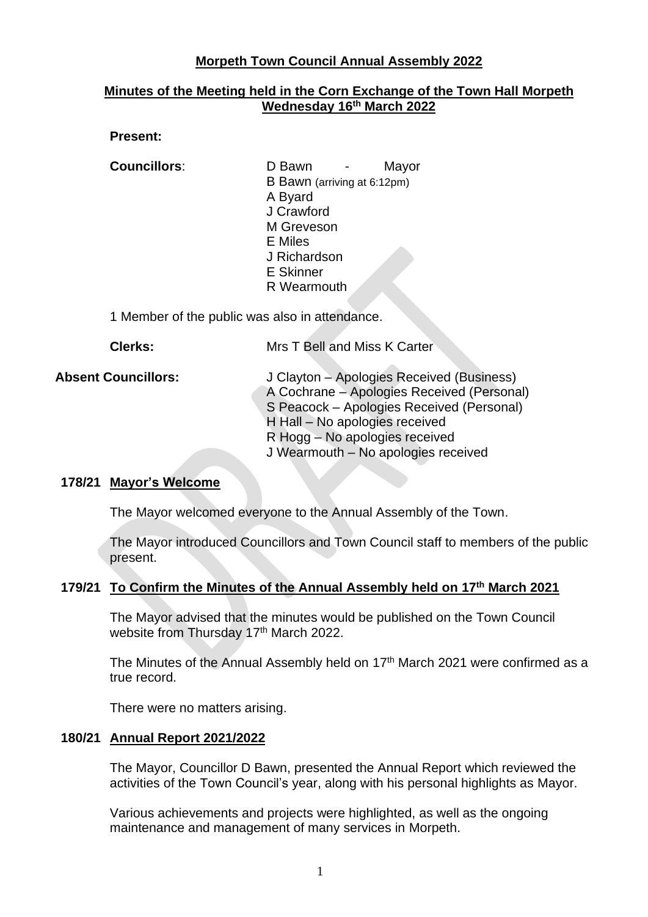# Morpeth Town Council Annual Assembly 2022

## Minutes of the Meeting held in the Corn Exchange of the Town Hall Morpeth Wednesday 16th March 2022

**Present:**

**Councillors**:
D Bawn - Mayor
B Bawn (arriving at 6:12pm)
A Byard
J Crawford
M Greveson
E Miles
J Richardson
E Skinner
R Wearmouth

1 Member of the public was also in attendance.

**Clerks:** Mrs T Bell and Miss K Carter

**Absent Councillors:**
J Clayton – Apologies Received (Business)
A Cochrane – Apologies Received (Personal)
S Peacock – Apologies Received (Personal)
H Hall – No apologies received
R Hogg – No apologies received
J Wearmouth – No apologies received

### 178/21 Mayor's Welcome

The Mayor welcomed everyone to the Annual Assembly of the Town.

The Mayor introduced Councillors and Town Council staff to members of the public present.

### 179/21 To Confirm the Minutes of the Annual Assembly held on 17th March 2021

The Mayor advised that the minutes would be published on the Town Council website from Thursday 17th March 2022.

The Minutes of the Annual Assembly held on 17th March 2021 were confirmed as a true record.

There were no matters arising.

### 180/21 Annual Report 2021/2022

The Mayor, Councillor D Bawn, presented the Annual Report which reviewed the activities of the Town Council's year, along with his personal highlights as Mayor.

Various achievements and projects were highlighted, as well as the ongoing maintenance and management of many services in Morpeth.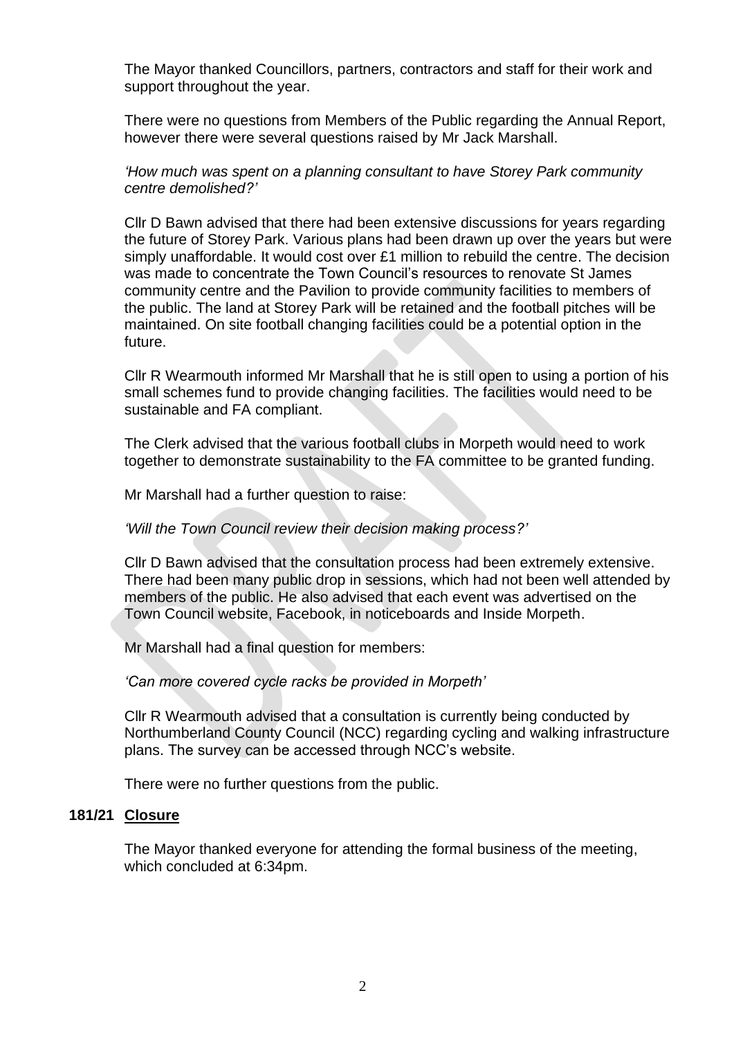The Mayor thanked Councillors, partners, contractors and staff for their work and support throughout the year.

There were no questions from Members of the Public regarding the Annual Report, however there were several questions raised by Mr Jack Marshall.

*'How much was spent on a planning consultant to have Storey Park community centre demolished?'*

Cllr D Bawn advised that there had been extensive discussions for years regarding the future of Storey Park. Various plans had been drawn up over the years but were simply unaffordable. It would cost over £1 million to rebuild the centre. The decision was made to concentrate the Town Council's resources to renovate St James community centre and the Pavilion to provide community facilities to members of the public. The land at Storey Park will be retained and the football pitches will be maintained. On site football changing facilities could be a potential option in the future.

Cllr R Wearmouth informed Mr Marshall that he is still open to using a portion of his small schemes fund to provide changing facilities. The facilities would need to be sustainable and FA compliant.

The Clerk advised that the various football clubs in Morpeth would need to work together to demonstrate sustainability to the FA committee to be granted funding.

Mr Marshall had a further question to raise:

*'Will the Town Council review their decision making process?'*

Cllr D Bawn advised that the consultation process had been extremely extensive. There had been many public drop in sessions, which had not been well attended by members of the public. He also advised that each event was advertised on the Town Council website, Facebook, in noticeboards and Inside Morpeth.

Mr Marshall had a final question for members:

*'Can more covered cycle racks be provided in Morpeth'*

Cllr R Wearmouth advised that a consultation is currently being conducted by Northumberland County Council (NCC) regarding cycling and walking infrastructure plans. The survey can be accessed through NCC's website.

There were no further questions from the public.

**181/21 Closure**

The Mayor thanked everyone for attending the formal business of the meeting, which concluded at 6:34pm.